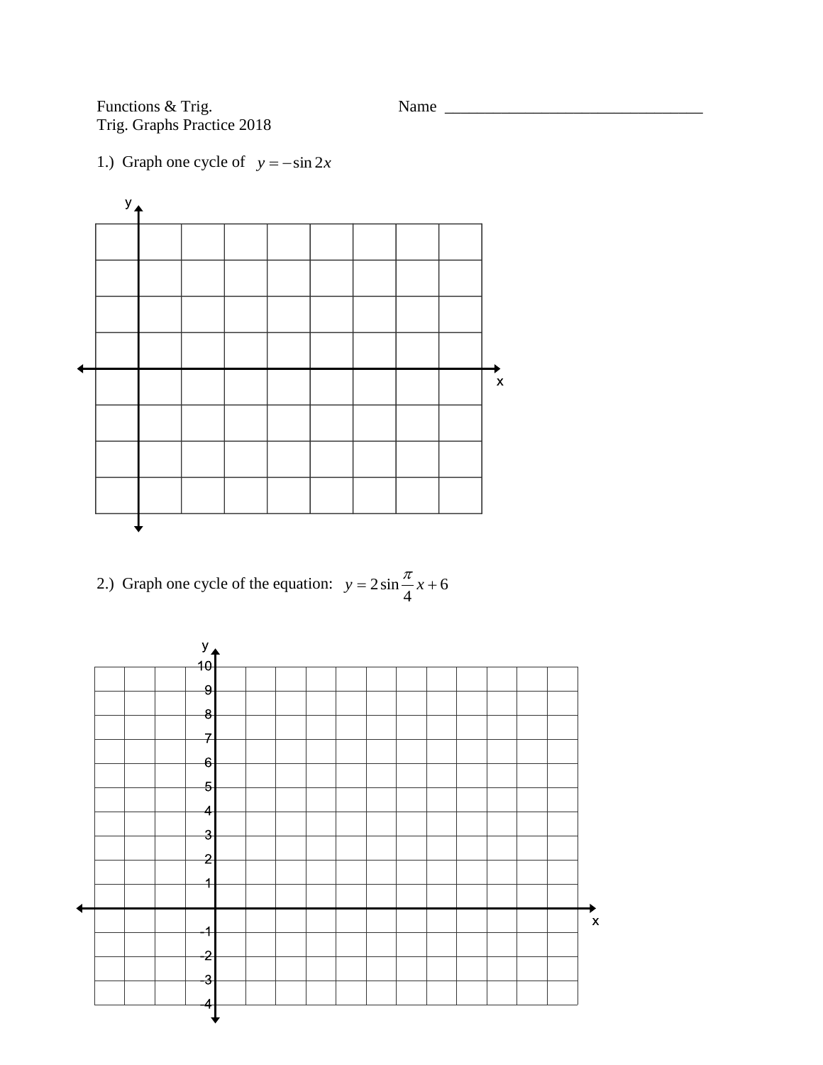Functions & Trig. Name ________________________________

Trig. Graphs Practice 2018

1.) Graph one cycle of $y = -\sin 2x$

2.) Graph one cycle of the equation: $y = 2\sin\frac{\pi}{4}x + 6$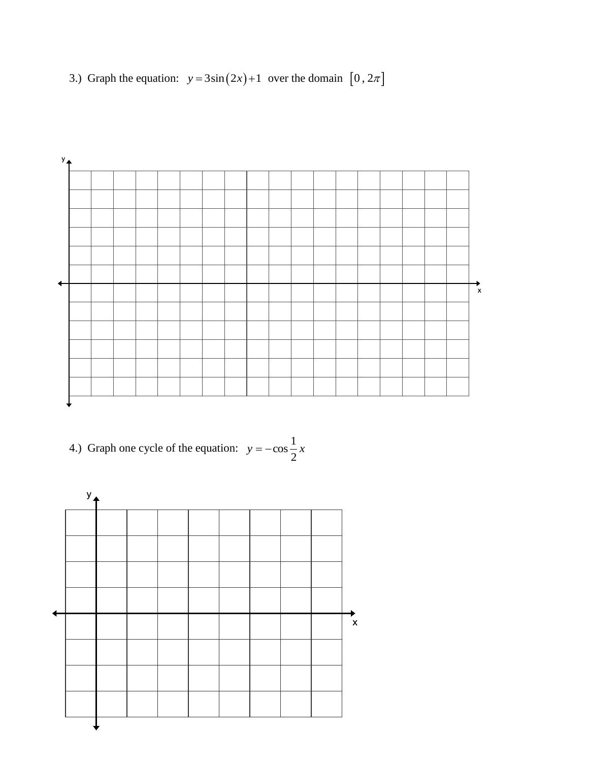3.) Graph the equation: $y = 3\sin(2x) + 1$ over the domain $[0, 2\pi]$

4.) Graph one cycle of the equation: $y = -\cos\frac{1}{2}x$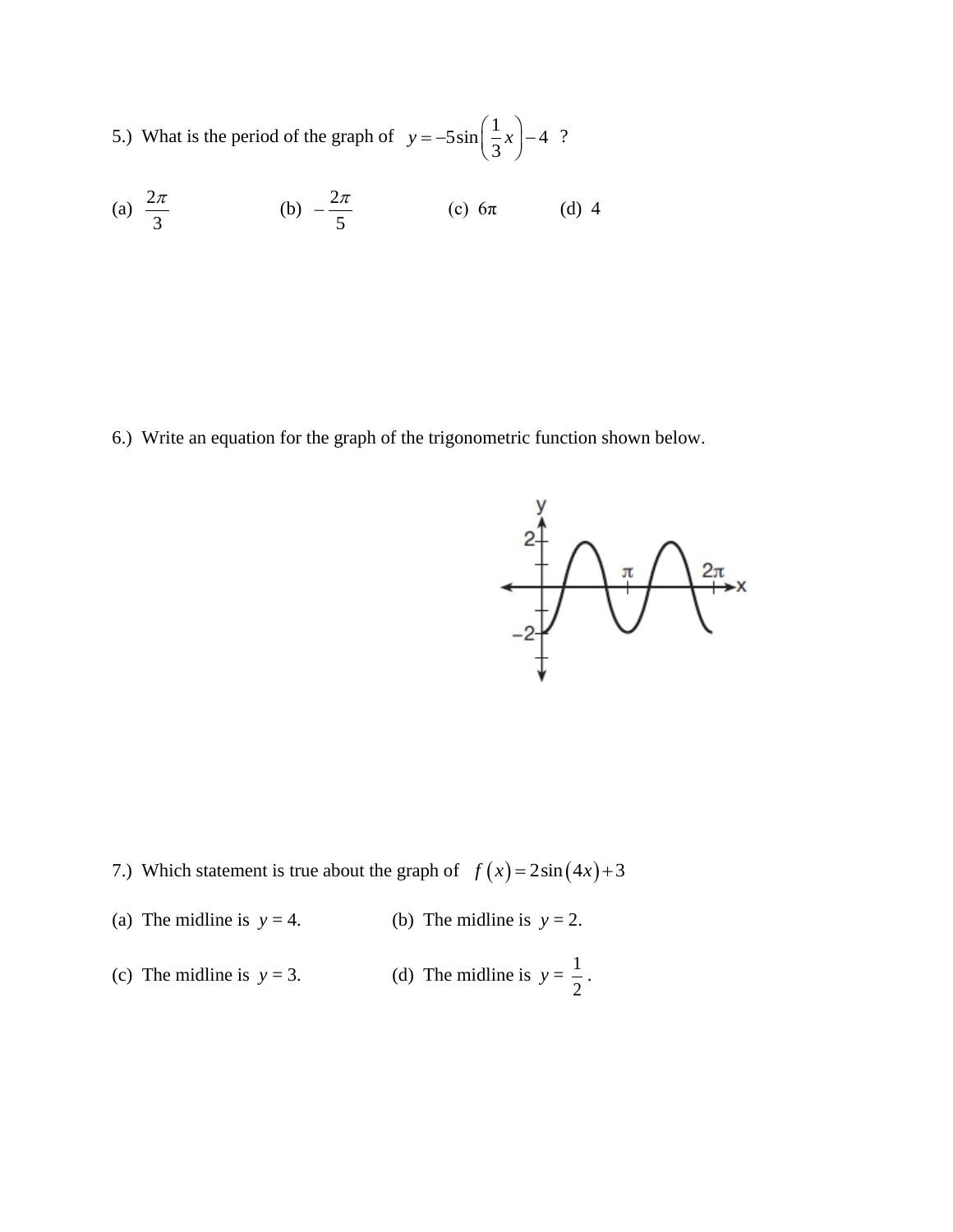5.) What is the period of the graph of $y = -5\sin\left(\frac{1}{3}x\right) - 4$ ?

(a) $\frac{2\pi}{3}$ (b) $-\frac{2\pi}{5}$ (c) $6\pi$ (d) $4$

6.) Write an equation for the graph of the trigonometric function shown below.

7.) Which statement is true about the graph of $f(x) = 2\sin(4x) + 3$

(a) The midline is $y = 4$.

(b) The midline is $y = 2$.

(c) The midline is $y = 3$.

(d) The midline is $y = \frac{1}{2}$.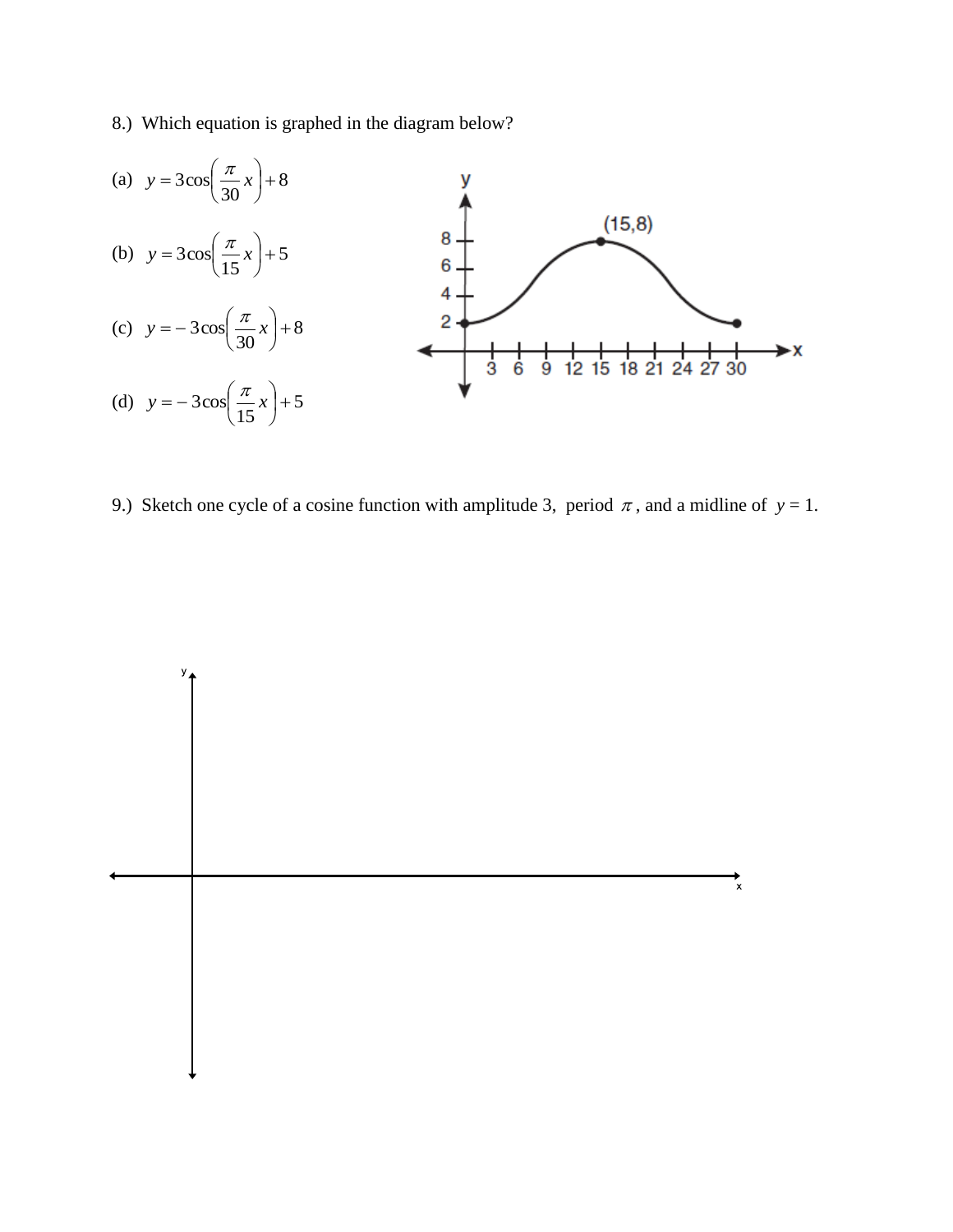8.) Which equation is graphed in the diagram below?

(a) $y = 3\cos\left(\frac{\pi}{30}x\right) + 8$

(b) $y = 3\cos\left(\frac{\pi}{15}x\right) + 5$

(c) $y = -3\cos\left(\frac{\pi}{30}x\right) + 8$

(d) $y = -3\cos\left(\frac{\pi}{15}x\right) + 5$

y

(15,8)

8
6
4
2

x

3 6 9 12 15 18 21 24 27 30

9.) Sketch one cycle of a cosine function with amplitude 3, period $\pi$, and a midline of $y = 1$.

y

x